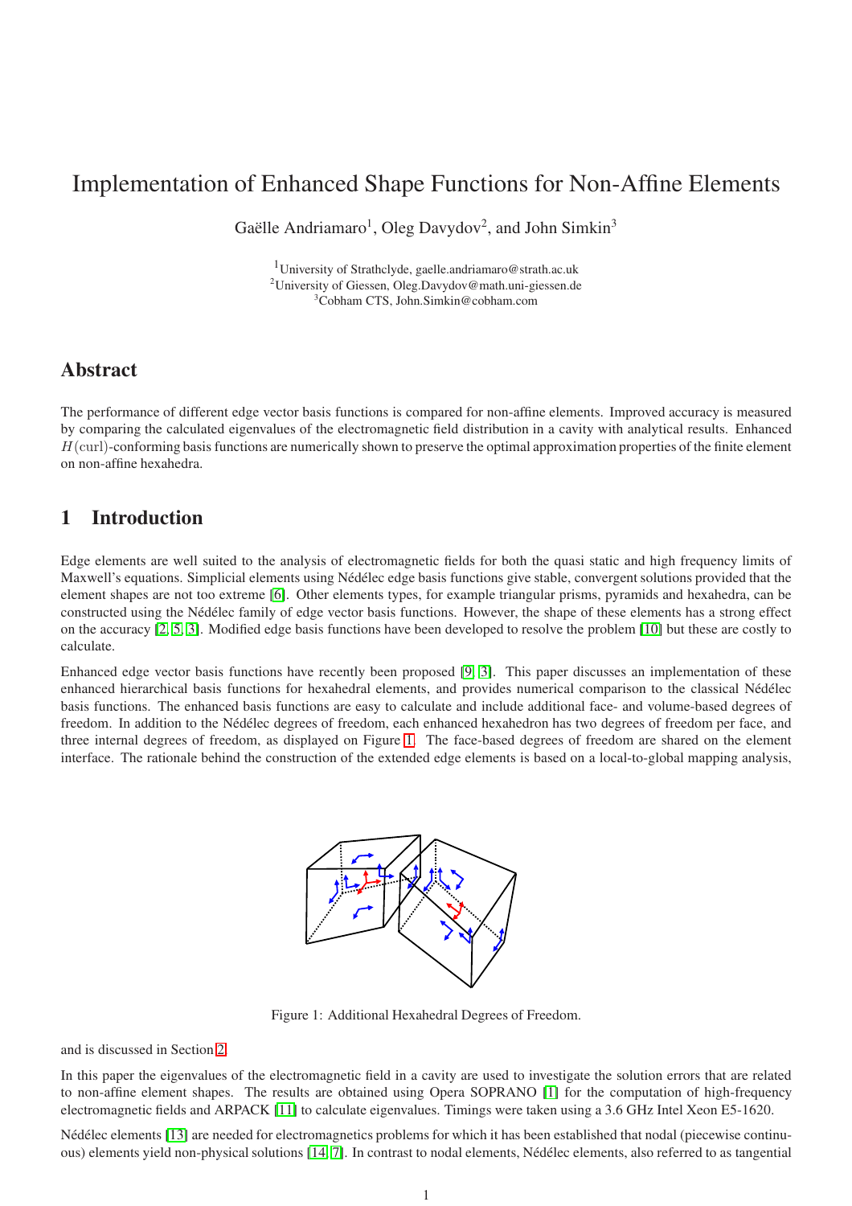# Implementation of Enhanced Shape Functions for Non-Affine Elements

Gaëlle Andriamaro[1], Oleg Davydov[2], and John Simkin[3]

[1]University of Strathclyde, gaelle.andriamaro@strath.ac.uk
[2]University of Giessen, Oleg.Davydov@math.uni-giessen.de
[3]Cobham CTS, John.Simkin@cobham.com

## Abstract

The performance of different edge vector basis functions is compared for non-affine elements. Improved accuracy is measured by comparing the calculated eigenvalues of the electromagnetic field distribution in a cavity with analytical results. Enhanced $H(\text{curl})$-conforming basis functions are numerically shown to preserve the optimal approximation properties of the finite element on non-affine hexahedra.

## 1 Introduction

Edge elements are well suited to the analysis of electromagnetic fields for both the quasi static and high frequency limits of Maxwell's equations. Simplicial elements using Nédélec edge basis functions give stable, convergent solutions provided that the element shapes are not too extreme [6]. Other elements types, for example triangular prisms, pyramids and hexahedra, can be constructed using the Nédélec family of edge vector basis functions. However, the shape of these elements has a strong effect on the accuracy [2, 5, 3]. Modified edge basis functions have been developed to resolve the problem [10] but these are costly to calculate.

Enhanced edge vector basis functions have recently been proposed [9, 3]. This paper discusses an implementation of these enhanced hierarchical basis functions for hexahedral elements, and provides numerical comparison to the classical Nédélec basis functions. The enhanced basis functions are easy to calculate and include additional face- and volume-based degrees of freedom. In addition to the Nédélec degrees of freedom, each enhanced hexahedron has two degrees of freedom per face, and three internal degrees of freedom, as displayed on Figure 1. The face-based degrees of freedom are shared on the element interface. The rationale behind the construction of the extended edge elements is based on a local-to-global mapping analysis, and is discussed in Section 2.

Figure 1: Additional Hexahedral Degrees of Freedom.

In this paper the eigenvalues of the electromagnetic field in a cavity are used to investigate the solution errors that are related to non-affine element shapes. The results are obtained using Opera SOPRANO [1] for the computation of high-frequency electromagnetic fields and ARPACK [11] to calculate eigenvalues. Timings were taken using a 3.6 GHz Intel Xeon E5-1620.

Nédélec elements [13] are needed for electromagnetics problems for which it has been established that nodal (piecewise continuous) elements yield non-physical solutions [14, 7]. In contrast to nodal elements, Nédélec elements, also referred to as tangential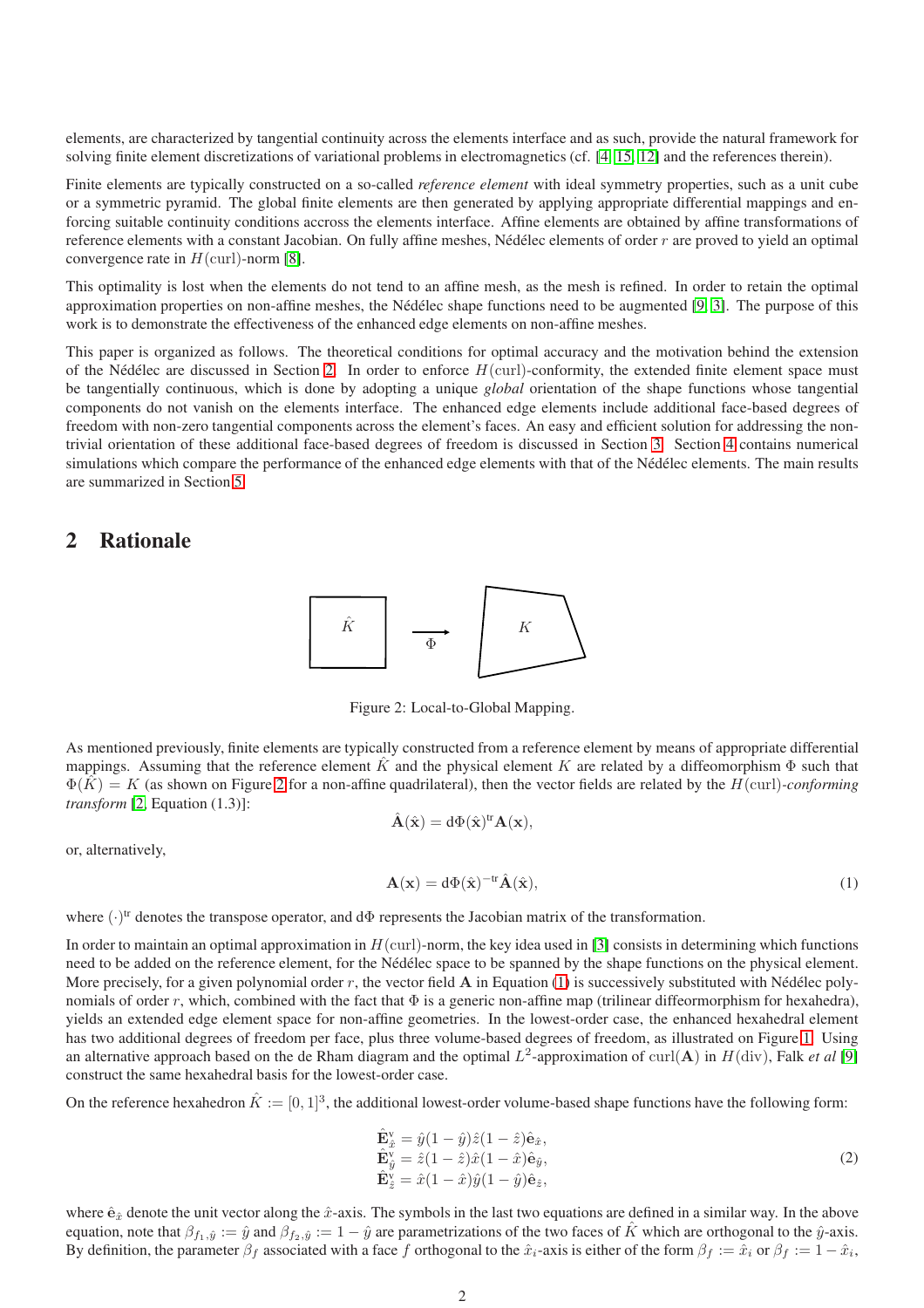elements, are characterized by tangential continuity across the elements interface and as such, provide the natural framework for solving finite element discretizations of variational problems in electromagnetics (cf. [4, 15, 12] and the references therein).

Finite elements are typically constructed on a so-called *reference element* with ideal symmetry properties, such as a unit cube or a symmetric pyramid. The global finite elements are then generated by applying appropriate differential mappings and enforcing suitable continuity conditions accross the elements interface. Affine elements are obtained by affine transformations of reference elements with a constant Jacobian. On fully affine meshes, Nédélec elements of order $r$ are proved to yield an optimal convergence rate in $H(\mathrm{curl})$-norm [8].

This optimality is lost when the elements do not tend to an affine mesh, as the mesh is refined. In order to retain the optimal approximation properties on non-affine meshes, the Nédélec shape functions need to be augmented [9, 3]. The purpose of this work is to demonstrate the effectiveness of the enhanced edge elements on non-affine meshes.

This paper is organized as follows. The theoretical conditions for optimal accuracy and the motivation behind the extension of the Nédélec are discussed in Section 2. In order to enforce $H(\mathrm{curl})$-conformity, the extended finite element space must be tangentially continuous, which is done by adopting a unique *global* orientation of the shape functions whose tangential components do not vanish on the elements interface. The enhanced edge elements include additional face-based degrees of freedom with non-zero tangential components across the element's faces. An easy and efficient solution for addressing the non-trivial orientation of these additional face-based degrees of freedom is discussed in Section 3. Section 4 contains numerical simulations which compare the performance of the enhanced edge elements with that of the Nédélec elements. The main results are summarized in Section 5.

## 2 Rationale

Figure 2: Local-to-Global Mapping.

As mentioned previously, finite elements are typically constructed from a reference element by means of appropriate differential mappings. Assuming that the reference element $\hat{K}$ and the physical element $K$ are related by a diffeomorphism $\Phi$ such that $\Phi(\hat{K}) = K$ (as shown on Figure 2 for a non-affine quadrilateral), then the vector fields are related by the $H(\mathrm{curl})$-*conforming transform* [2, Equation (1.3)]:

$$\hat{\mathbf{A}}(\hat{\mathbf{x}}) = \mathrm{d}\Phi(\hat{\mathbf{x}})^{\mathrm{tr}}\mathbf{A}(\mathbf{x}),$$

or, alternatively,

$$\mathbf{A}(\mathbf{x}) = \mathrm{d}\Phi(\hat{\mathbf{x}})^{-\mathrm{tr}}\hat{\mathbf{A}}(\hat{\mathbf{x}}), \tag{1}$$

where $(\cdot)^{\mathrm{tr}}$ denotes the transpose operator, and $\mathrm{d}\Phi$ represents the Jacobian matrix of the transformation.

In order to maintain an optimal approximation in $H(\mathrm{curl})$-norm, the key idea used in [3] consists in determining which functions need to be added on the reference element, for the Nédélec space to be spanned by the shape functions on the physical element. More precisely, for a given polynomial order $r$, the vector field $\mathbf{A}$ in Equation (1) is successively substituted with Nédélec polynomials of order $r$, which, combined with the fact that $\Phi$ is a generic non-affine map (trilinear diffeormorphism for hexahedra), yields an extended edge element space for non-affine geometries. In the lowest-order case, the enhanced hexahedral element has two additional degrees of freedom per face, plus three volume-based degrees of freedom, as illustrated on Figure 1. Using an alternative approach based on the de Rham diagram and the optimal $L^2$-approximation of $\mathrm{curl}(\mathbf{A})$ in $H(\mathrm{div})$, Falk *et al* [9] construct the same hexahedral basis for the lowest-order case.

On the reference hexahedron $\hat{K} := [0,1]^3$, the additional lowest-order volume-based shape functions have the following form:

$$\begin{aligned}
\hat{\mathbf{E}}^{\mathrm{v}}_{\hat{x}} &= \hat{y}(1-\hat{y})\hat{z}(1-\hat{z})\hat{\mathbf{e}}_{\hat{x}},\\
\hat{\mathbf{E}}^{\mathrm{v}}_{\hat{y}} &= \hat{z}(1-\hat{z})\hat{x}(1-\hat{x})\hat{\mathbf{e}}_{\hat{y}},\\
\hat{\mathbf{E}}^{\mathrm{v}}_{\hat{z}} &= \hat{x}(1-\hat{x})\hat{y}(1-\hat{y})\hat{\mathbf{e}}_{\hat{z}},
\end{aligned} \tag{2}$$

where $\hat{\mathbf{e}}_{\hat{x}}$ denote the unit vector along the $\hat{x}$-axis. The symbols in the last two equations are defined in a similar way. In the above equation, note that $\beta_{f_1,\hat{y}} := \hat{y}$ and $\beta_{f_2,\hat{y}} := 1-\hat{y}$ are parametrizations of the two faces of $\hat{K}$ which are orthogonal to the $\hat{y}$-axis. By definition, the parameter $\beta_f$ associated with a face $f$ orthogonal to the $\hat{x}_i$-axis is either of the form $\beta_f := \hat{x}_i$ or $\beta_f := 1-\hat{x}_i$,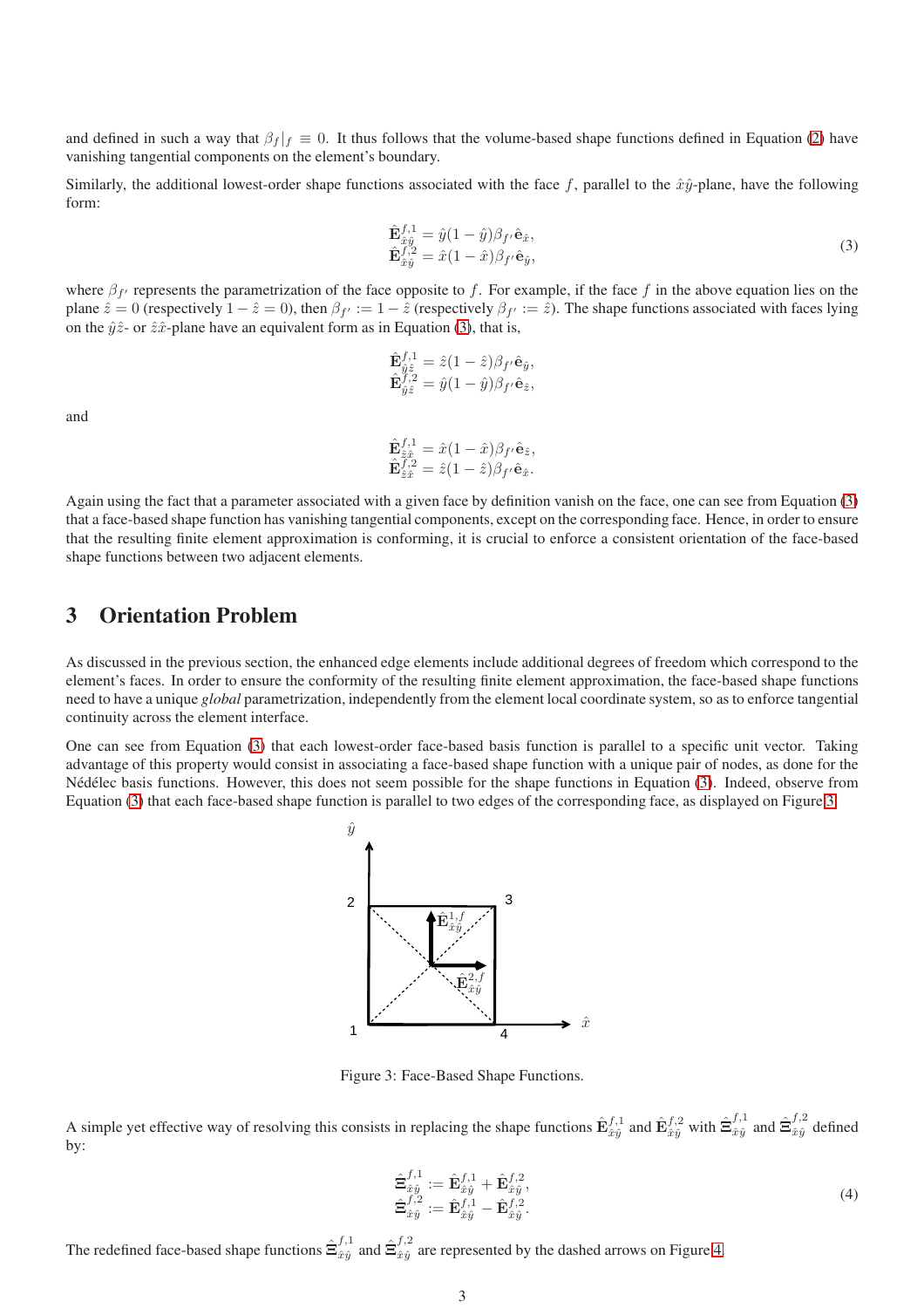and defined in such a way that $\beta_f|_f \equiv 0$. It thus follows that the volume-based shape functions defined in Equation (2) have vanishing tangential components on the element's boundary.

Similarly, the additional lowest-order shape functions associated with the face $f$, parallel to the $\hat{x}\hat{y}$-plane, have the following form:

$$
\begin{aligned}
\hat{\mathbf{E}}^{f,1}_{\hat{x}\hat{y}} &= \hat{y}(1-\hat{y})\beta_{f'}\hat{\mathbf{e}}_{\hat{x}},\\
\hat{\mathbf{E}}^{f,2}_{\hat{x}\hat{y}} &= \hat{x}(1-\hat{x})\beta_{f'}\hat{\mathbf{e}}_{\hat{y}},
\end{aligned}
\tag{3}
$$

where $\beta_{f'}$ represents the parametrization of the face opposite to $f$. For example, if the face $f$ in the above equation lies on the plane $\hat{z}=0$ (respectively $1-\hat{z}=0$), then $\beta_{f'} := 1-\hat{z}$ (respectively $\beta_{f'} := \hat{z}$). The shape functions associated with faces lying on the $\hat{y}\hat{z}$- or $\hat{z}\hat{x}$-plane have an equivalent form as in Equation (3), that is,

$$
\begin{aligned}
\hat{\mathbf{E}}^{f,1}_{\hat{y}\hat{z}} &= \hat{z}(1-\hat{z})\beta_{f'}\hat{\mathbf{e}}_{\hat{y}},\\
\hat{\mathbf{E}}^{f,2}_{\hat{y}\hat{z}} &= \hat{y}(1-\hat{y})\beta_{f'}\hat{\mathbf{e}}_{\hat{z}},
\end{aligned}
$$

and

$$
\begin{aligned}
\hat{\mathbf{E}}^{f,1}_{\hat{z}\hat{x}} &= \hat{x}(1-\hat{x})\beta_{f'}\hat{\mathbf{e}}_{\hat{z}},\\
\hat{\mathbf{E}}^{f,2}_{\hat{z}\hat{x}} &= \hat{z}(1-\hat{z})\beta_{f'}\hat{\mathbf{e}}_{\hat{x}}.
\end{aligned}
$$

Again using the fact that a parameter associated with a given face by definition vanish on the face, one can see from Equation (3) that a face-based shape function has vanishing tangential components, except on the corresponding face. Hence, in order to ensure that the resulting finite element approximation is conforming, it is crucial to enforce a consistent orientation of the face-based shape functions between two adjacent elements.

# 3 Orientation Problem

As discussed in the previous section, the enhanced edge elements include additional degrees of freedom which correspond to the element's faces. In order to ensure the conformity of the resulting finite element approximation, the face-based shape functions need to have a unique *global* parametrization, independently from the element local coordinate system, so as to enforce tangential continuity across the element interface.

One can see from Equation (3) that each lowest-order face-based basis function is parallel to a specific unit vector. Taking advantage of this property would consist in associating a face-based shape function with a unique pair of nodes, as done for the Nédélec basis functions. However, this does not seem possible for the shape functions in Equation (3). Indeed, observe from Equation (3) that each face-based shape function is parallel to two edges of the corresponding face, as displayed on Figure 3.

Figure 3: Face-Based Shape Functions.

A simple yet effective way of resolving this consists in replacing the shape functions $\hat{\mathbf{E}}^{f,1}_{\hat{x}\hat{y}}$ and $\hat{\mathbf{E}}^{f,2}_{\hat{x}\hat{y}}$ with $\hat{\mathbf{\Xi}}^{f,1}_{\hat{x}\hat{y}}$ and $\hat{\mathbf{\Xi}}^{f,2}_{\hat{x}\hat{y}}$ defined by:

$$
\begin{aligned}
\hat{\mathbf{\Xi}}^{f,1}_{\hat{x}\hat{y}} &:= \hat{\mathbf{E}}^{f,1}_{\hat{x}\hat{y}} + \hat{\mathbf{E}}^{f,2}_{\hat{x}\hat{y}},\\
\hat{\mathbf{\Xi}}^{f,2}_{\hat{x}\hat{y}} &:= \hat{\mathbf{E}}^{f,1}_{\hat{x}\hat{y}} - \hat{\mathbf{E}}^{f,2}_{\hat{x}\hat{y}}.
\end{aligned}
\tag{4}
$$

The redefined face-based shape functions $\hat{\mathbf{\Xi}}^{f,1}_{\hat{x}\hat{y}}$ and $\hat{\mathbf{\Xi}}^{f,2}_{\hat{x}\hat{y}}$ are represented by the dashed arrows on Figure 4.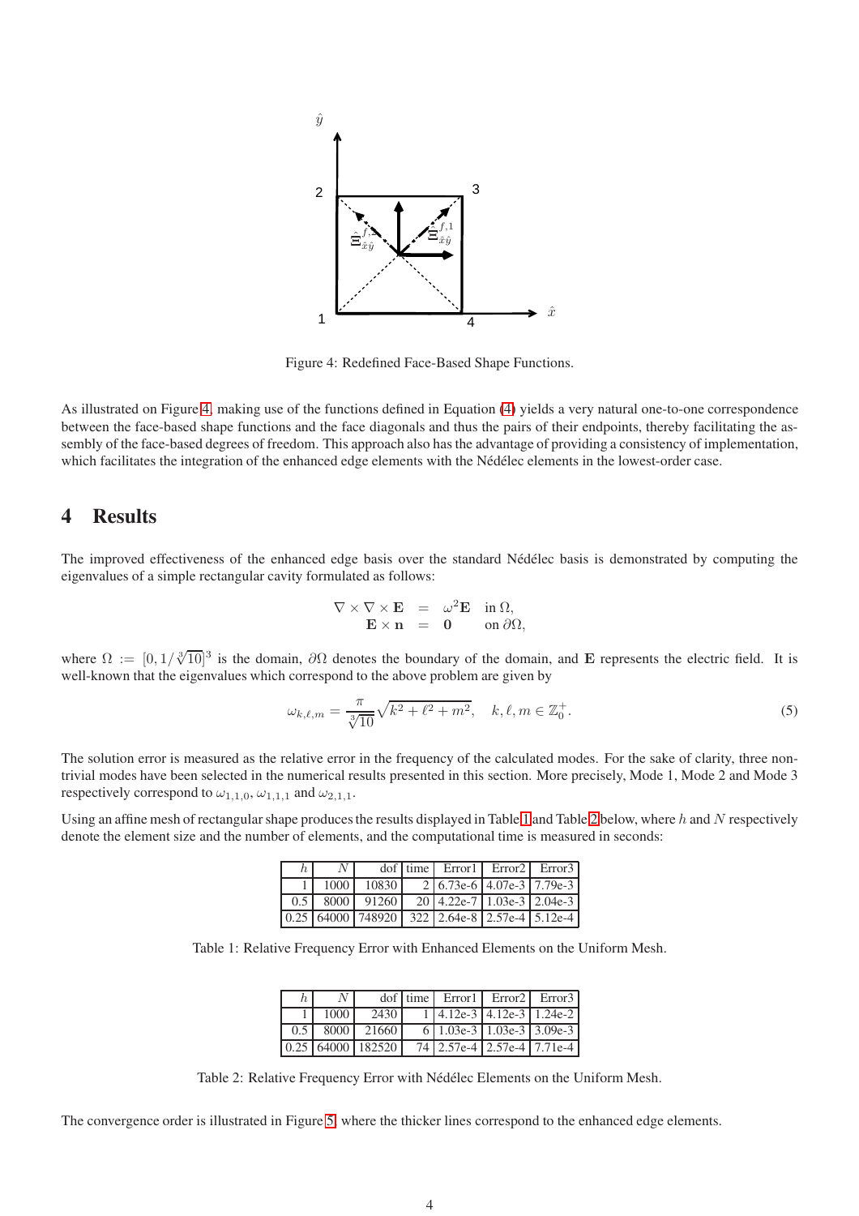Figure 4: Redefined Face-Based Shape Functions.

As illustrated on Figure 4, making use of the functions defined in Equation (4) yields a very natural one-to-one correspondence between the face-based shape functions and the face diagonals and thus the pairs of their endpoints, thereby facilitating the assembly of the face-based degrees of freedom. This approach also has the advantage of providing a consistency of implementation, which facilitates the integration of the enhanced edge elements with the Nédélec elements in the lowest-order case.

# 4 Results

The improved effectiveness of the enhanced edge basis over the standard Nédélec basis is demonstrated by computing the eigenvalues of a simple rectangular cavity formulated as follows:

$$\begin{aligned} \nabla \times \nabla \times \mathbf{E} &= \omega^2 \mathbf{E} \quad \text{in } \Omega, \\ \mathbf{E} \times \mathbf{n} &= \mathbf{0} \quad \text{on } \partial\Omega, \end{aligned}$$

where $\Omega := [0, 1/\sqrt[3]{10}]^3$ is the domain, $\partial\Omega$ denotes the boundary of the domain, and $\mathbf{E}$ represents the electric field. It is well-known that the eigenvalues which correspond to the above problem are given by

$$\omega_{k,\ell,m} = \frac{\pi}{\sqrt[3]{10}} \sqrt{k^2 + \ell^2 + m^2}, \quad k, \ell, m \in \mathbb{Z}_0^+. \tag{5}$$

The solution error is measured as the relative error in the frequency of the calculated modes. For the sake of clarity, three non-trivial modes have been selected in the numerical results presented in this section. More precisely, Mode 1, Mode 2 and Mode 3 respectively correspond to $\omega_{1,1,0}$, $\omega_{1,1,1}$ and $\omega_{2,1,1}$.

Using an affine mesh of rectangular shape produces the results displayed in Table 1 and Table 2 below, where $h$ and $N$ respectively denote the element size and the number of elements, and the computational time is measured in seconds:

| $h$ | $N$ | dof | time | Error1 | Error2 | Error3 |
|---|---|---|---|---|---|---|
| 1 | 1000 | 10830 | 2 | 6.73e-6 | 4.07e-3 | 7.79e-3 |
| 0.5 | 8000 | 91260 | 20 | 4.22e-7 | 1.03e-3 | 2.04e-3 |
| 0.25 | 64000 | 748920 | 322 | 2.64e-8 | 2.57e-4 | 5.12e-4 |

Table 1: Relative Frequency Error with Enhanced Elements on the Uniform Mesh.

| $h$ | $N$ | dof | time | Error1 | Error2 | Error3 |
|---|---|---|---|---|---|---|
| 1 | 1000 | 2430 | 1 | 4.12e-3 | 4.12e-3 | 1.24e-2 |
| 0.5 | 8000 | 21660 | 6 | 1.03e-3 | 1.03e-3 | 3.09e-3 |
| 0.25 | 64000 | 182520 | 74 | 2.57e-4 | 2.57e-4 | 7.71e-4 |

Table 2: Relative Frequency Error with Nédélec Elements on the Uniform Mesh.

The convergence order is illustrated in Figure 5, where the thicker lines correspond to the enhanced edge elements.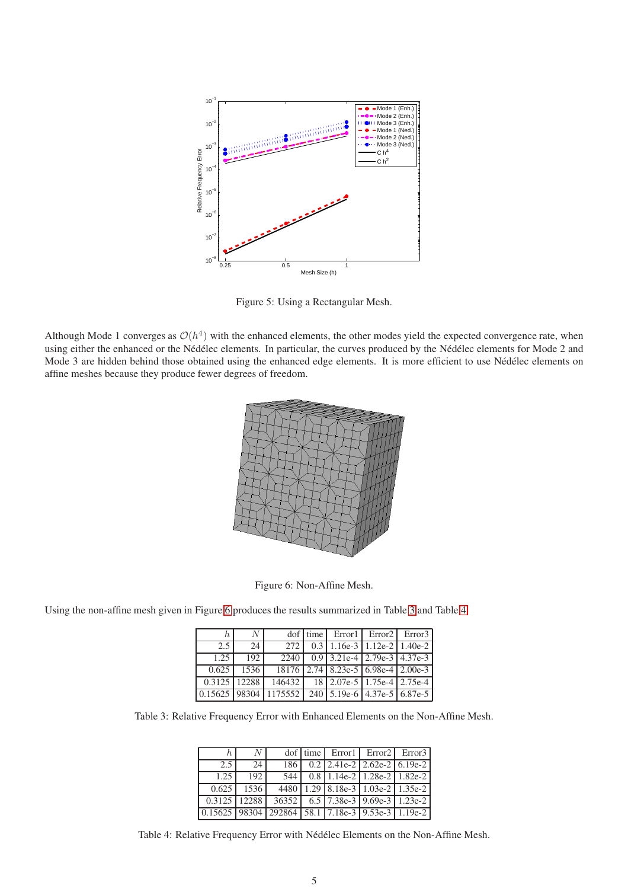Figure 5: Using a Rectangular Mesh.

Although Mode 1 converges as $\mathcal{O}(h^4)$ with the enhanced elements, the other modes yield the expected convergence rate, when using either the enhanced or the Nédélec elements. In particular, the curves produced by the Nédélec elements for Mode 2 and Mode 3 are hidden behind those obtained using the enhanced edge elements. It is more efficient to use Nédélec elements on affine meshes because they produce fewer degrees of freedom.

Figure 6: Non-Affine Mesh.

Using the non-affine mesh given in Figure 6 produces the results summarized in Table 3 and Table 4.

| $h$ | $N$ | dof | time | Error1 | Error2 | Error3 |
|---|---|---|---|---|---|---|
| 2.5 | 24 | 272 | 0.3 | 1.16e-3 | 1.12e-2 | 1.40e-2 |
| 1.25 | 192 | 2240 | 0.9 | 3.21e-4 | 2.79e-3 | 4.37e-3 |
| 0.625 | 1536 | 18176 | 2.74 | 8.23e-5 | 6.98e-4 | 2.00e-3 |
| 0.3125 | 12288 | 146432 | 18 | 2.07e-5 | 1.75e-4 | 2.75e-4 |
| 0.15625 | 98304 | 1175552 | 240 | 5.19e-6 | 4.37e-5 | 6.87e-5 |

Table 3: Relative Frequency Error with Enhanced Elements on the Non-Affine Mesh.

| $h$ | $N$ | dof | time | Error1 | Error2 | Error3 |
|---|---|---|---|---|---|---|
| 2.5 | 24 | 186 | 0.2 | 2.41e-2 | 2.62e-2 | 6.19e-2 |
| 1.25 | 192 | 544 | 0.8 | 1.14e-2 | 1.28e-2 | 1.82e-2 |
| 0.625 | 1536 | 4480 | 1.29 | 8.18e-3 | 1.03e-2 | 1.35e-2 |
| 0.3125 | 12288 | 36352 | 6.5 | 7.38e-3 | 9.69e-3 | 1.23e-2 |
| 0.15625 | 98304 | 292864 | 58.1 | 7.18e-3 | 9.53e-3 | 1.19e-2 |

Table 4: Relative Frequency Error with Nédélec Elements on the Non-Affine Mesh.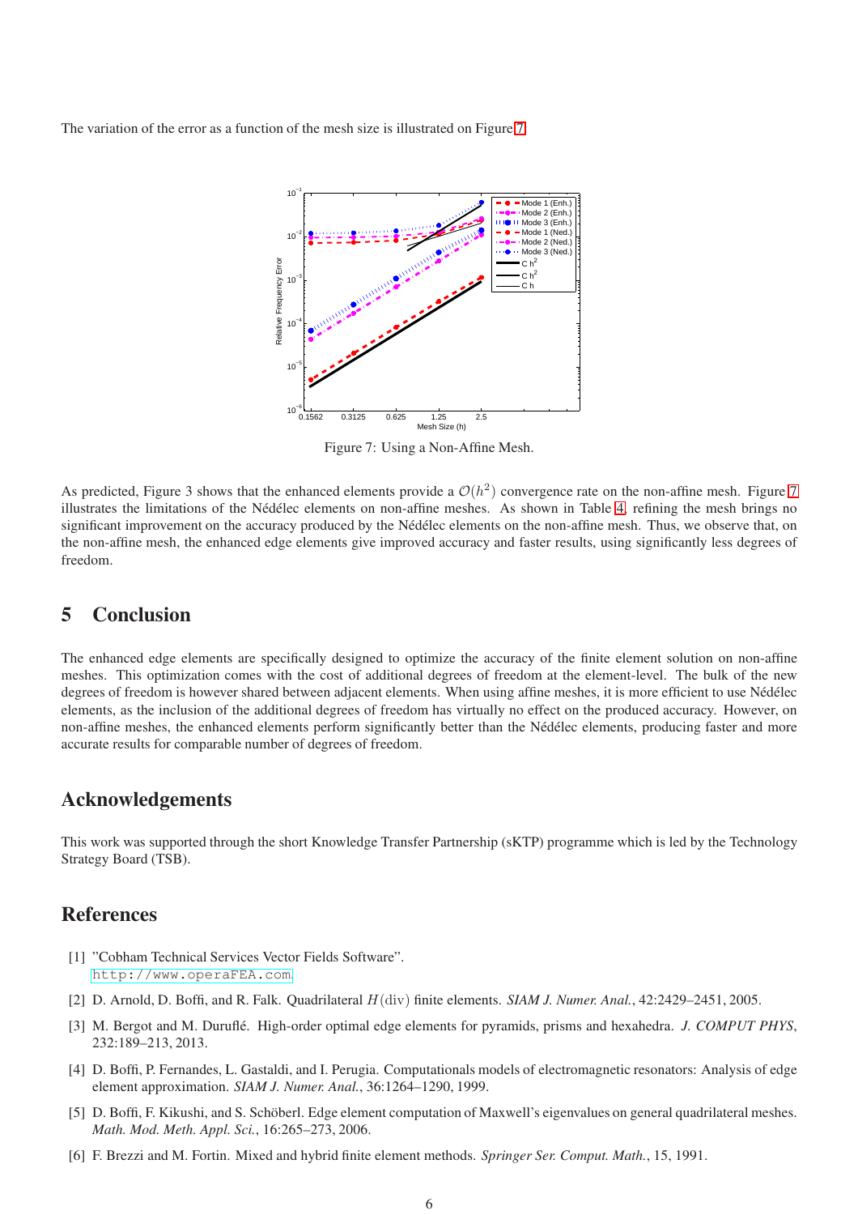The variation of the error as a function of the mesh size is illustrated on Figure 7.

Figure 7: Using a Non-Affine Mesh.

As predicted, Figure 3 shows that the enhanced elements provide a $\mathcal{O}(h^2)$ convergence rate on the non-affine mesh. Figure 7 illustrates the limitations of the Nédélec elements on non-affine meshes. As shown in Table 4, refining the mesh brings no significant improvement on the accuracy produced by the Nédélec elements on the non-affine mesh. Thus, we observe that, on the non-affine mesh, the enhanced edge elements give improved accuracy and faster results, using significantly less degrees of freedom.

## 5 Conclusion

The enhanced edge elements are specifically designed to optimize the accuracy of the finite element solution on non-affine meshes. This optimization comes with the cost of additional degrees of freedom at the element-level. The bulk of the new degrees of freedom is however shared between adjacent elements. When using affine meshes, it is more efficient to use Nédélec elements, as the inclusion of the additional degrees of freedom has virtually no effect on the produced accuracy. However, on non-affine meshes, the enhanced elements perform significantly better than the Nédélec elements, producing faster and more accurate results for comparable number of degrees of freedom.

## Acknowledgements

This work was supported through the short Knowledge Transfer Partnership (sKTP) programme which is led by the Technology Strategy Board (TSB).

## References

[1] "Cobham Technical Services Vector Fields Software". http://www.operaFEA.com.

[2] D. Arnold, D. Boffi, and R. Falk. Quadrilateral $H(\text{div})$ finite elements. *SIAM J. Numer. Anal.*, 42:2429–2451, 2005.

[3] M. Bergot and M. Duruflé. High-order optimal edge elements for pyramids, prisms and hexahedra. *J. COMPUT PHYS*, 232:189–213, 2013.

[4] D. Boffi, P. Fernandes, L. Gastaldi, and I. Perugia. Computationals models of electromagnetic resonators: Analysis of edge element approximation. *SIAM J. Numer. Anal.*, 36:1264–1290, 1999.

[5] D. Boffi, F. Kikushi, and S. Schöberl. Edge element computation of Maxwell's eigenvalues on general quadrilateral meshes. *Math. Mod. Meth. Appl. Sci.*, 16:265–273, 2006.

[6] F. Brezzi and M. Fortin. Mixed and hybrid finite element methods. *Springer Ser. Comput. Math.*, 15, 1991.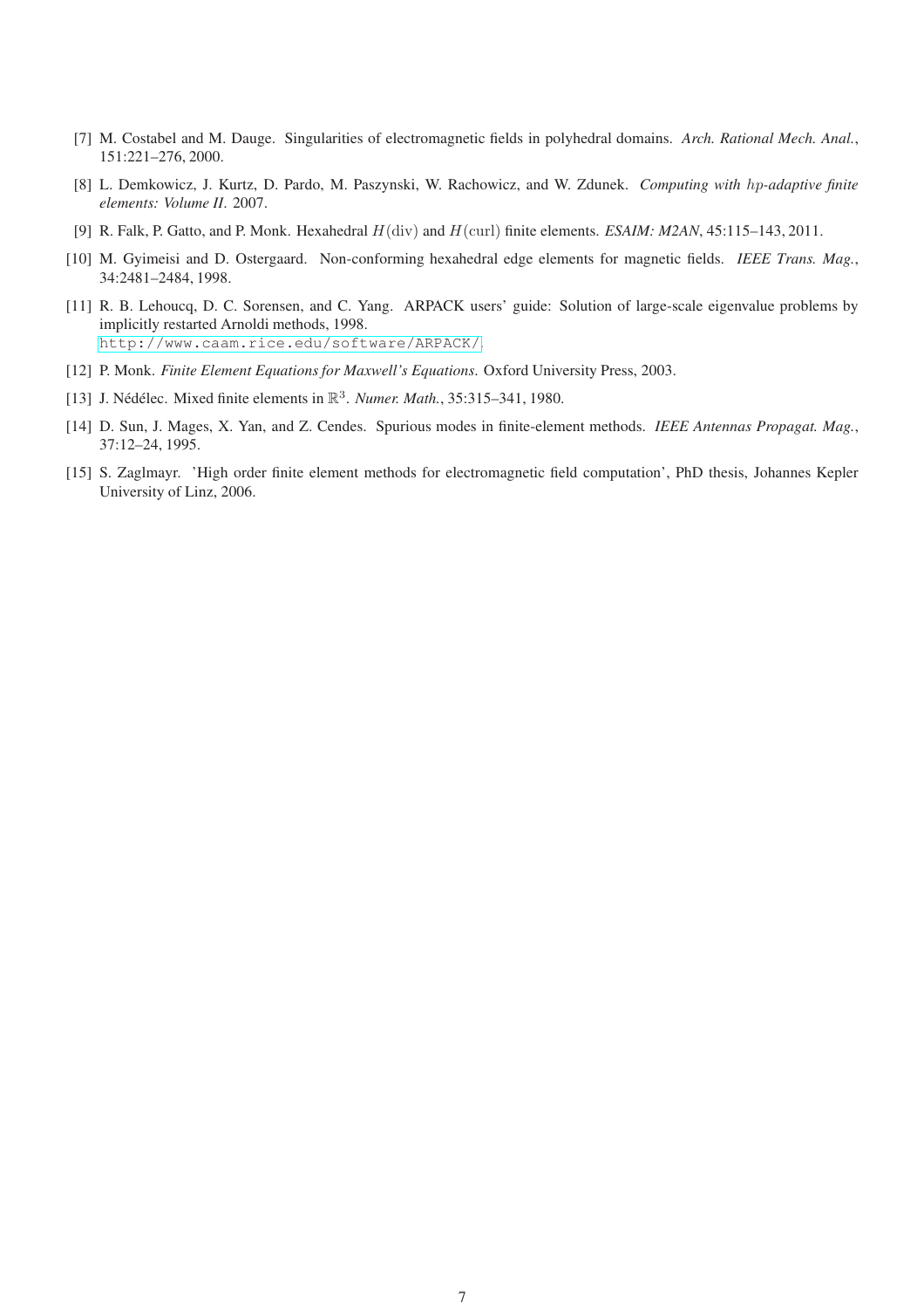[7] M. Costabel and M. Dauge. Singularities of electromagnetic fields in polyhedral domains. *Arch. Rational Mech. Anal.*, 151:221–276, 2000.

[8] L. Demkowicz, J. Kurtz, D. Pardo, M. Paszynski, W. Rachowicz, and W. Zdunek. *Computing with $hp$-adaptive finite elements: Volume II.* 2007.

[9] R. Falk, P. Gatto, and P. Monk. Hexahedral $H(\mathrm{div})$ and $H(\mathrm{curl})$ finite elements. *ESAIM: M2AN*, 45:115–143, 2011.

[10] M. Gyimeisi and D. Ostergaard. Non-conforming hexahedral edge elements for magnetic fields. *IEEE Trans. Mag.*, 34:2481–2484, 1998.

[11] R. B. Lehoucq, D. C. Sorensen, and C. Yang. ARPACK users' guide: Solution of large-scale eigenvalue problems by implicitly restarted Arnoldi methods, 1998.
http://www.caam.rice.edu/software/ARPACK/.

[12] P. Monk. *Finite Element Equations for Maxwell's Equations*. Oxford University Press, 2003.

[13] J. Nédélec. Mixed finite elements in $\mathbb{R}^3$. *Numer. Math.*, 35:315–341, 1980.

[14] D. Sun, J. Mages, X. Yan, and Z. Cendes. Spurious modes in finite-element methods. *IEEE Antennas Propagat. Mag.*, 37:12–24, 1995.

[15] S. Zaglmayr. 'High order finite element methods for electromagnetic field computation', PhD thesis, Johannes Kepler University of Linz, 2006.